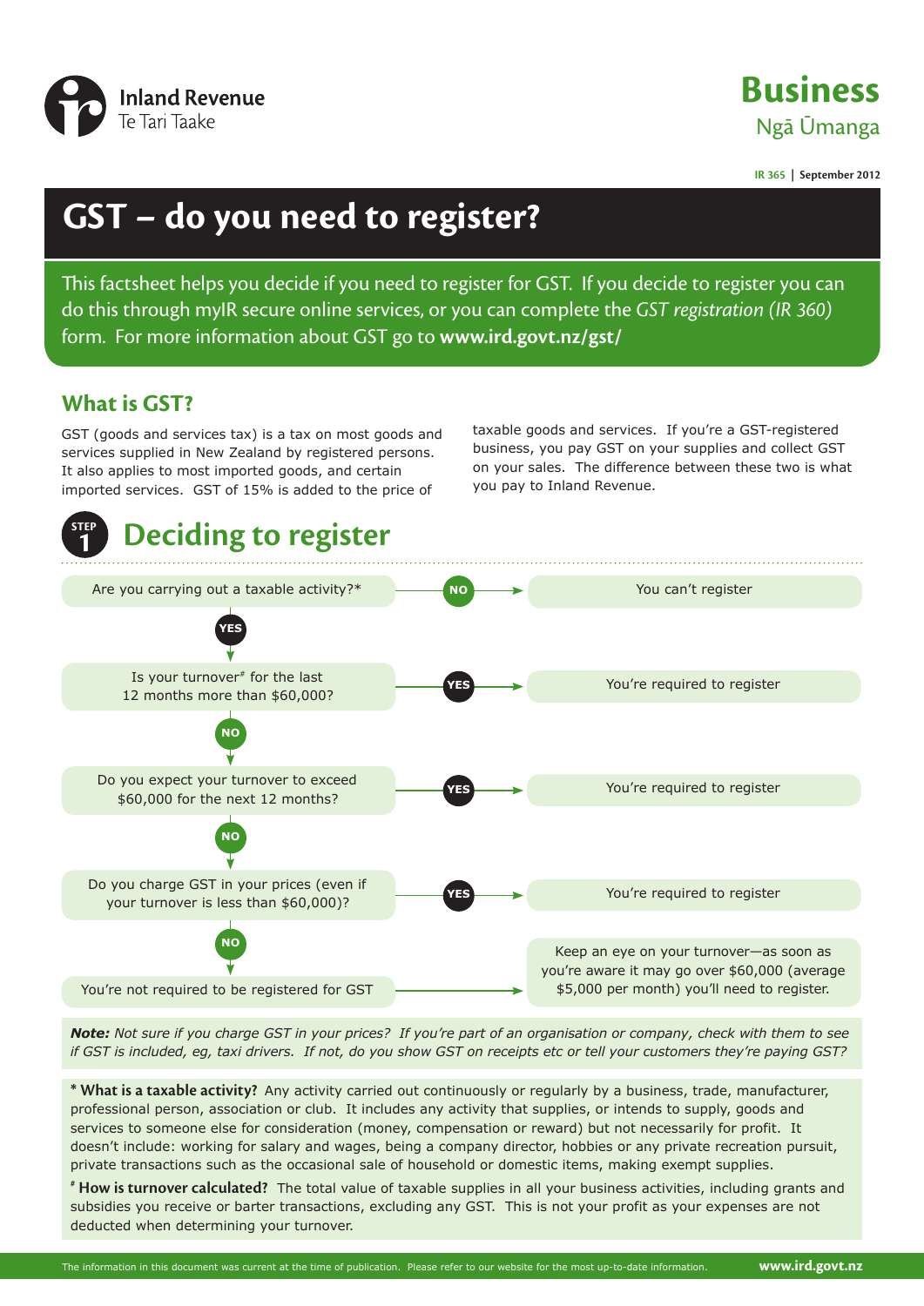Inland Revenue
Te Tari Taake

**Business**
Ngā Ūmanga

IR 365 | September 2012

# GST – do you need to register?

This factsheet helps you decide if you need to register for GST. If you decide to register you can do this through myIR secure online services, or you can complete the *GST registration (IR 360)* form. For more information about GST go to **www.ird.govt.nz/gst/**

## What is GST?

GST (goods and services tax) is a tax on most goods and services supplied in New Zealand by registered persons. It also applies to most imported goods, and certain imported services. GST of 15% is added to the price of taxable goods and services. If you're a GST-registered business, you pay GST on your supplies and collect GST on your sales. The difference between these two is what you pay to Inland Revenue.

## STEP 1 Deciding to register

| Question | Answer | Result |
|---|---|---|
| Are you carrying out a taxable activity?* | NO | You can't register |
| (If YES) Is your turnover# for the last 12 months more than $60,000? | YES | You're required to register |
| (If NO) Do you expect your turnover to exceed $60,000 for the next 12 months? | YES | You're required to register |
| (If NO) Do you charge GST in your prices (even if your turnover is less than $60,000)? | YES | You're required to register |
| (If NO) You're not required to be registered for GST | | Keep an eye on your turnover—as soon as you're aware it may go over $60,000 (average $5,000 per month) you'll need to register. |

***Note:*** *Not sure if you charge GST in your prices? If you're part of an organisation or company, check with them to see if GST is included, eg, taxi drivers. If not, do you show GST on receipts etc or tell your customers they're paying GST?*

**\* What is a taxable activity?** Any activity carried out continuously or regularly by a business, trade, manufacturer, professional person, association or club. It includes any activity that supplies, or intends to supply, goods and services to someone else for consideration (money, compensation or reward) but not necessarily for profit. It doesn't include: working for salary and wages, being a company director, hobbies or any private recreation pursuit, private transactions such as the occasional sale of household or domestic items, making exempt supplies.

**# How is turnover calculated?** The total value of taxable supplies in all your business activities, including grants and subsidies you receive or barter transactions, excluding any GST. This is not your profit as your expenses are not deducted when determining your turnover.

The information in this document was current at the time of publication. Please refer to our website for the most up-to-date information. **www.ird.govt.nz**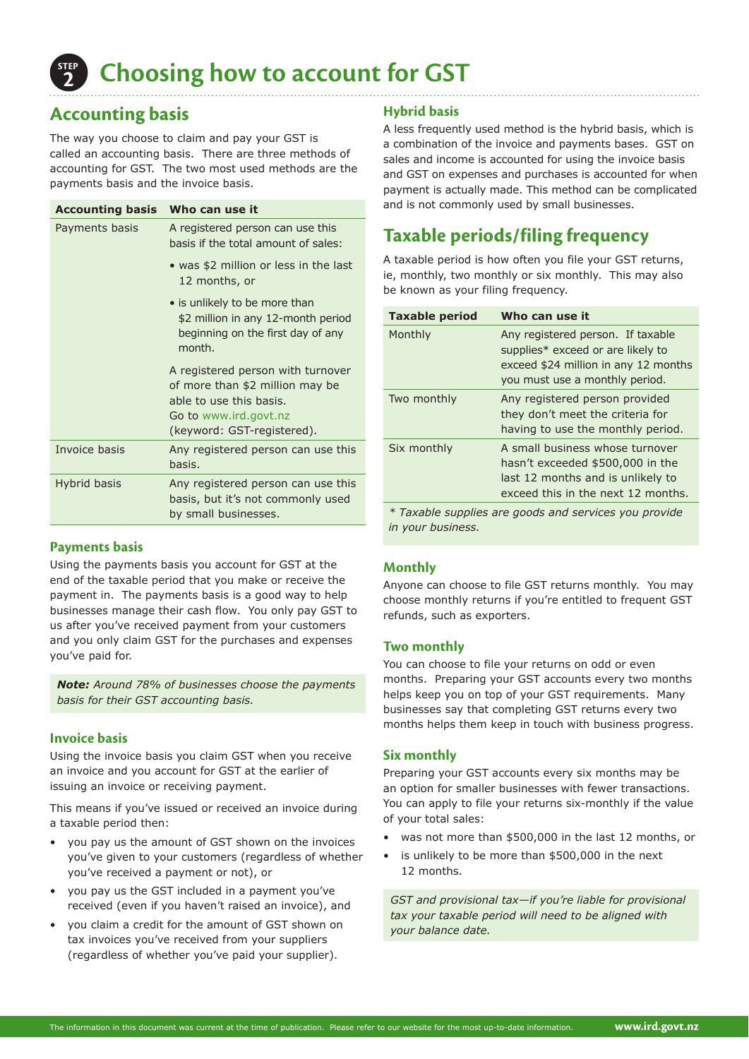# STEP 2 Choosing how to account for GST

## Accounting basis

The way you choose to claim and pay your GST is called an accounting basis. There are three methods of accounting for GST. The two most used methods are the payments basis and the invoice basis.

| Accounting basis | Who can use it |
|---|---|
| Payments basis | A registered person can use this basis if the total amount of sales:<br>• was $2 million or less in the last 12 months, or<br>• is unlikely to be more than $2 million in any 12-month period beginning on the first day of any month.<br>A registered person with turnover of more than $2 million may be able to use this basis. Go to www.ird.govt.nz (keyword: GST-registered). |
| Invoice basis | Any registered person can use this basis. |
| Hybrid basis | Any registered person can use this basis, but it's not commonly used by small businesses. |

### Payments basis

Using the payments basis you account for GST at the end of the taxable period that you make or receive the payment in. The payments basis is a good way to help businesses manage their cash flow. You only pay GST to us after you've received payment from your customers and you only claim GST for the purchases and expenses you've paid for.

***Note:*** *Around 78% of businesses choose the payments basis for their GST accounting basis.*

### Invoice basis

Using the invoice basis you claim GST when you receive an invoice and you account for GST at the earlier of issuing an invoice or receiving payment.

This means if you've issued or received an invoice during a taxable period then:

- you pay us the amount of GST shown on the invoices you've given to your customers (regardless of whether you've received a payment or not), or
- you pay us the GST included in a payment you've received (even if you haven't raised an invoice), and
- you claim a credit for the amount of GST shown on tax invoices you've received from your suppliers (regardless of whether you've paid your supplier).

### Hybrid basis

A less frequently used method is the hybrid basis, which is a combination of the invoice and payments bases. GST on sales and income is accounted for using the invoice basis and GST on expenses and purchases is accounted for when payment is actually made. This method can be complicated and is not commonly used by small businesses.

## Taxable periods/filing frequency

A taxable period is how often you file your GST returns, ie, monthly, two monthly or six monthly. This may also be known as your filing frequency.

| Taxable period | Who can use it |
|---|---|
| Monthly | Any registered person. If taxable supplies* exceed or are likely to exceed $24 million in any 12 months you must use a monthly period. |
| Two monthly | Any registered person provided they don't meet the criteria for having to use the monthly period. |
| Six monthly | A small business whose turnover hasn't exceeded $500,000 in the last 12 months and is unlikely to exceed this in the next 12 months. |

*\* Taxable supplies are goods and services you provide in your business.*

### Monthly

Anyone can choose to file GST returns monthly. You may choose monthly returns if you're entitled to frequent GST refunds, such as exporters.

### Two monthly

You can choose to file your returns on odd or even months. Preparing your GST accounts every two months helps keep you on top of your GST requirements. Many businesses say that completing GST returns every two months helps them keep in touch with business progress.

### Six monthly

Preparing your GST accounts every six months may be an option for smaller businesses with fewer transactions. You can apply to file your returns six-monthly if the value of your total sales:

- was not more than $500,000 in the last 12 months, or
- is unlikely to be more than $500,000 in the next 12 months.

*GST and provisional tax—if you're liable for provisional tax your taxable period will need to be aligned with your balance date.*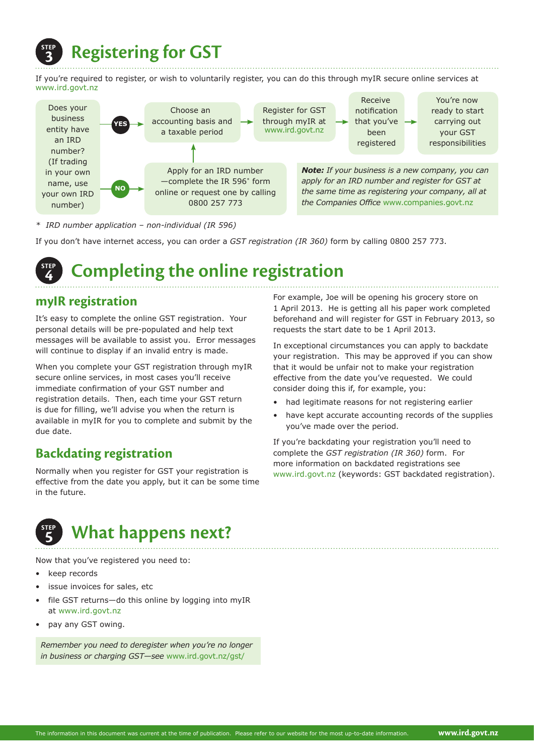# STEP 3 Registering for GST

If you're required to register, or wish to voluntarily register, you can do this through myIR secure online services at www.ird.govt.nz

Does your business entity have an IRD number? (If trading in your own name, use your own IRD number)

**YES** → Choose an accounting basis and a taxable period → Register for GST through myIR at www.ird.govt.nz → Receive notification that you've been registered → You're now ready to start carrying out your GST responsibilities

**NO** → Apply for an IRD number—complete the IR 596* form online or request one by calling 0800 257 773 → Choose an accounting basis and a taxable period

***Note:** If your business is a new company, you can apply for an IRD number and register for GST at the same time as registering your company, all at the Companies Office* www.companies.govt.nz

\* *IRD number application – non-individual (IR 596)*

If you don't have internet access, you can order a *GST registration (IR 360)* form by calling 0800 257 773.

# STEP 4 Completing the online registration

## myIR registration

It's easy to complete the online GST registration. Your personal details will be pre-populated and help text messages will be available to assist you. Error messages will continue to display if an invalid entry is made.

When you complete your GST registration through myIR secure online services, in most cases you'll receive immediate confirmation of your GST number and registration details. Then, each time your GST return is due for filling, we'll advise you when the return is available in myIR for you to complete and submit by the due date.

## Backdating registration

Normally when you register for GST your registration is effective from the date you apply, but it can be some time in the future.

For example, Joe will be opening his grocery store on 1 April 2013. He is getting all his paper work completed beforehand and will register for GST in February 2013, so requests the start date to be 1 April 2013.

In exceptional circumstances you can apply to backdate your registration. This may be approved if you can show that it would be unfair not to make your registration effective from the date you've requested. We could consider doing this if, for example, you:

- had legitimate reasons for not registering earlier
- have kept accurate accounting records of the supplies you've made over the period.

If you're backdating your registration you'll need to complete the *GST registration (IR 360)* form. For more information on backdated registrations see www.ird.govt.nz (keywords: GST backdated registration).

# STEP 5 What happens next?

Now that you've registered you need to:

- keep records
- issue invoices for sales, etc
- file GST returns—do this online by logging into myIR at www.ird.govt.nz
- pay any GST owing.

*Remember you need to deregister when you're no longer in business or charging GST—see* www.ird.govt.nz/gst/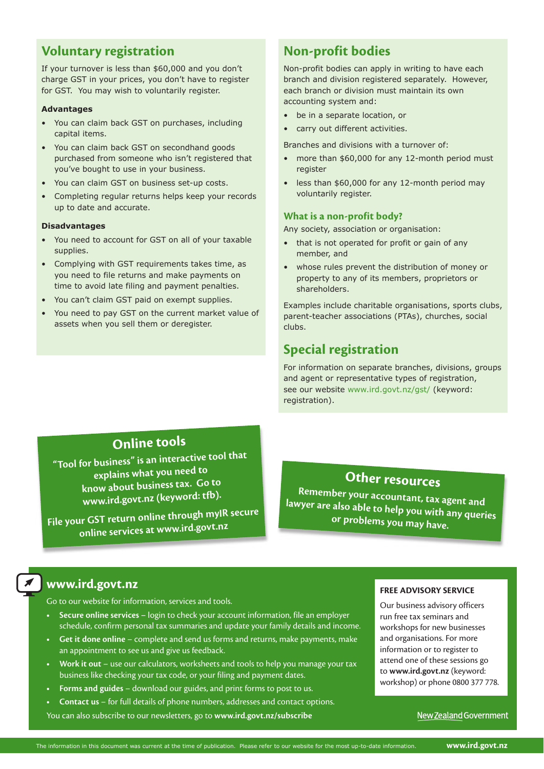## Voluntary registration

If your turnover is less than $60,000 and you don't charge GST in your prices, you don't have to register for GST. You may wish to voluntarily register.

**Advantages**

- You can claim back GST on purchases, including capital items.
- You can claim back GST on secondhand goods purchased from someone who isn't registered that you've bought to use in your business.
- You can claim GST on business set-up costs.
- Completing regular returns helps keep your records up to date and accurate.

**Disadvantages**

- You need to account for GST on all of your taxable supplies.
- Complying with GST requirements takes time, as you need to file returns and make payments on time to avoid late filing and payment penalties.
- You can't claim GST paid on exempt supplies.
- You need to pay GST on the current market value of assets when you sell them or deregister.

## Non-profit bodies

Non-profit bodies can apply in writing to have each branch and division registered separately. However, each branch or division must maintain its own accounting system and:

- be in a separate location, or
- carry out different activities.

Branches and divisions with a turnover of:

- more than $60,000 for any 12-month period must register
- less than $60,000 for any 12-month period may voluntarily register.

### What is a non-profit body?

Any society, association or organisation:

- that is not operated for profit or gain of any member, and
- whose rules prevent the distribution of money or property to any of its members, proprietors or shareholders.

Examples include charitable organisations, sports clubs, parent-teacher associations (PTAs), churches, social clubs.

## Special registration

For information on separate branches, divisions, groups and agent or representative types of registration, see our website www.ird.govt.nz/gst/ (keyword: registration).

## Online tools

"Tool for business" is an interactive tool that explains what you need to know about business tax. Go to www.ird.govt.nz (keyword: tfb).

File your GST return online through myIR secure online services at www.ird.govt.nz

## Other resources

Remember your accountant, tax agent and lawyer are also able to help you with any queries or problems you may have.

## www.ird.govt.nz

Go to our website for information, services and tools.

- **Secure online services** – login to check your account information, file an employer schedule, confirm personal tax summaries and update your family details and income.
- **Get it done online** – complete and send us forms and returns, make payments, make an appointment to see us and give us feedback.
- **Work it out** – use our calculators, worksheets and tools to help you manage your tax business like checking your tax code, or your filing and payment dates.
- **Forms and guides** – download our guides, and print forms to post to us.
- **Contact us** – for full details of phone numbers, addresses and contact options.

You can also subscribe to our newsletters, go to **www.ird.govt.nz/subscribe**

**FREE ADVISORY SERVICE**

Our business advisory officers run free tax seminars and workshops for new businesses and organisations. For more information or to register to attend one of these sessions go to **www.ird.govt.nz** (keyword: workshop) or phone 0800 377 778.

New Zealand Government

The information in this document was current at the time of publication. Please refer to our website for the most up-to-date information.